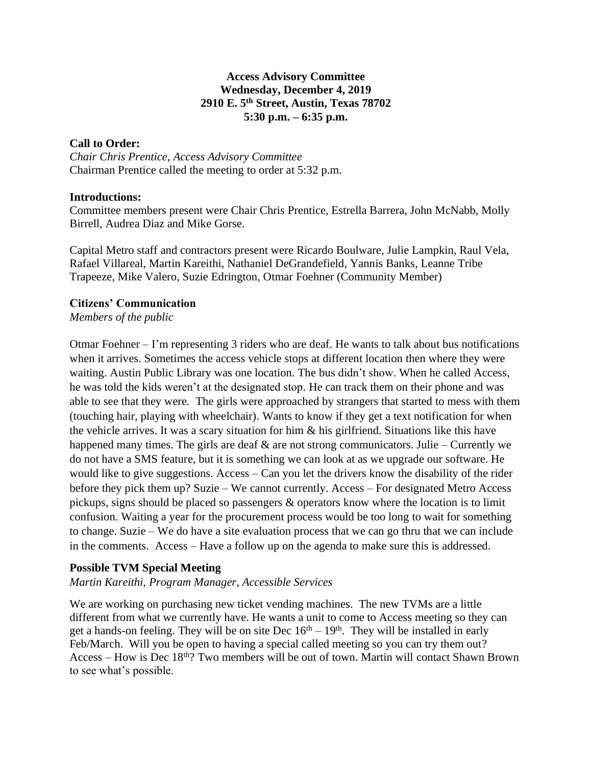**Access Advisory Committee**
**Wednesday, December 4, 2019**
**2910 E. 5th Street, Austin, Texas 78702**
**5:30 p.m. – 6:35 p.m.**

**Call to Order:**
*Chair Chris Prentice, Access Advisory Committee*
Chairman Prentice called the meeting to order at 5:32 p.m.

**Introductions:**
Committee members present were Chair Chris Prentice, Estrella Barrera, John McNabb, Molly Birrell, Audrea Diaz and Mike Gorse.

Capital Metro staff and contractors present were Ricardo Boulware, Julie Lampkin, Raul Vela, Rafael Villareal, Martin Kareithi, Nathaniel DeGrandefield, Yannis Banks, Leanne Tribe Trapeeze, Mike Valero, Suzie Edrington, Otmar Foehner (Community Member)

**Citizens' Communication**
*Members of the public*

Otmar Foehner – I'm representing 3 riders who are deaf. He wants to talk about bus notifications when it arrives. Sometimes the access vehicle stops at different location then where they were waiting. Austin Public Library was one location. The bus didn't show. When he called Access, he was told the kids weren't at the designated stop. He can track them on their phone and was able to see that they were. The girls were approached by strangers that started to mess with them (touching hair, playing with wheelchair). Wants to know if they get a text notification for when the vehicle arrives. It was a scary situation for him & his girlfriend. Situations like this have happened many times. The girls are deaf & are not strong communicators. Julie – Currently we do not have a SMS feature, but it is something we can look at as we upgrade our software. He would like to give suggestions. Access – Can you let the drivers know the disability of the rider before they pick them up? Suzie – We cannot currently. Access – For designated Metro Access pickups, signs should be placed so passengers & operators know where the location is to limit confusion. Waiting a year for the procurement process would be too long to wait for something to change. Suzie – We do have a site evaluation process that we can go thru that we can include in the comments. Access – Have a follow up on the agenda to make sure this is addressed.

**Possible TVM Special Meeting**
*Martin Kareithi, Program Manager, Accessible Services*

We are working on purchasing new ticket vending machines. The new TVMs are a little different from what we currently have. He wants a unit to come to Access meeting so they can get a hands-on feeling. They will be on site Dec 16th – 19th. They will be installed in early Feb/March. Will you be open to having a special called meeting so you can try them out? Access – How is Dec 18th? Two members will be out of town. Martin will contact Shawn Brown to see what's possible.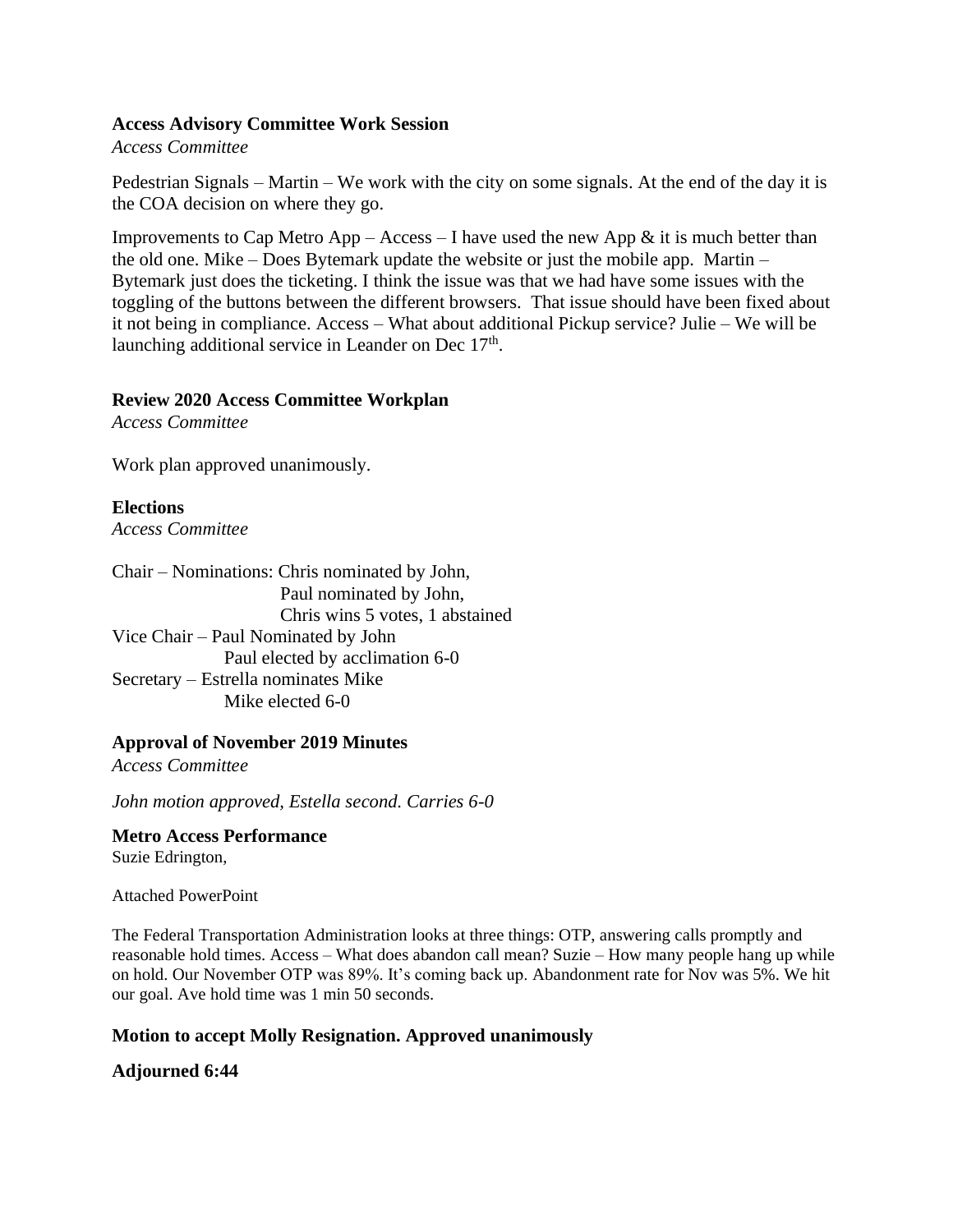**Access Advisory Committee Work Session**
*Access Committee*

Pedestrian Signals – Martin – We work with the city on some signals. At the end of the day it is the COA decision on where they go.

Improvements to Cap Metro App – Access – I have used the new App & it is much better than the old one. Mike – Does Bytemark update the website or just the mobile app. Martin – Bytemark just does the ticketing. I think the issue was that we had have some issues with the toggling of the buttons between the different browsers. That issue should have been fixed about it not being in compliance. Access – What about additional Pickup service? Julie – We will be launching additional service in Leander on Dec 17th.

**Review 2020 Access Committee Workplan**
*Access Committee*

Work plan approved unanimously.

**Elections**
*Access Committee*

Chair – Nominations: Chris nominated by John,
Paul nominated by John,
Chris wins 5 votes, 1 abstained
Vice Chair – Paul Nominated by John
Paul elected by acclimation 6-0
Secretary – Estrella nominates Mike
Mike elected 6-0

**Approval of November 2019 Minutes**
*Access Committee*

*John motion approved, Estella second. Carries 6-0*

**Metro Access Performance**
Suzie Edrington,

Attached PowerPoint

The Federal Transportation Administration looks at three things: OTP, answering calls promptly and reasonable hold times. Access – What does abandon call mean? Suzie – How many people hang up while on hold. Our November OTP was 89%. It's coming back up. Abandonment rate for Nov was 5%. We hit our goal. Ave hold time was 1 min 50 seconds.

**Motion to accept Molly Resignation. Approved unanimously**

**Adjourned 6:44**